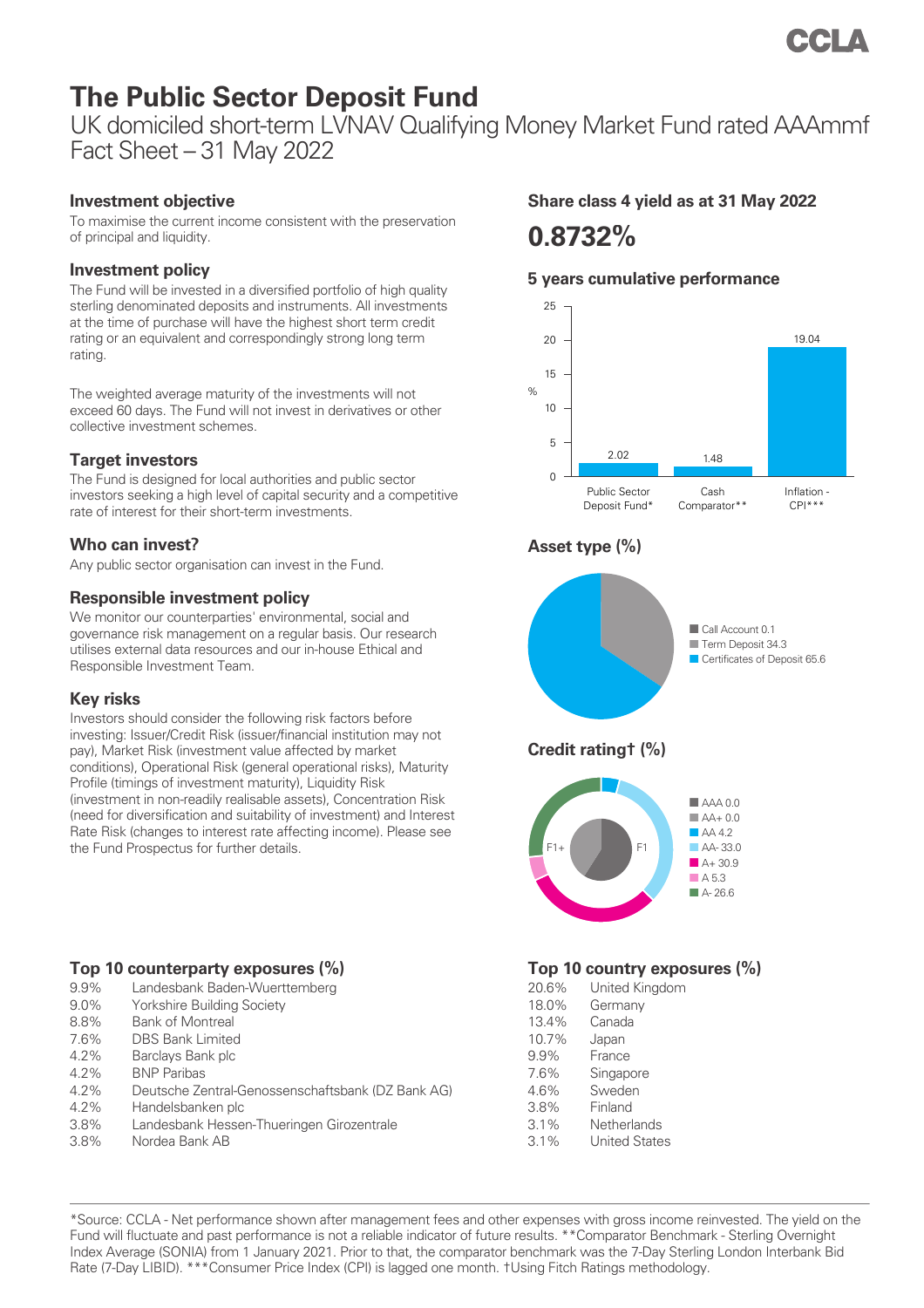# The Public Sector Deposit Fund

UK domiciled short-term LVNAV Qualifying Money Market Fund rated AAAmmf
Fact Sheet – 31 May 2022

## Investment objective

To maximise the current income consistent with the preservation of principal and liquidity.

## Investment policy

The Fund will be invested in a diversified portfolio of high quality sterling denominated deposits and instruments. All investments at the time of purchase will have the highest short term credit rating or an equivalent and correspondingly strong long term rating.

The weighted average maturity of the investments will not exceed 60 days. The Fund will not invest in derivatives or other collective investment schemes.

## Target investors

The Fund is designed for local authorities and public sector investors seeking a high level of capital security and a competitive rate of interest for their short-term investments.

## Who can invest?

Any public sector organisation can invest in the Fund.

## Responsible investment policy

We monitor our counterparties' environmental, social and governance risk management on a regular basis. Our research utilises external data resources and our in-house Ethical and Responsible Investment Team.

## Key risks

Investors should consider the following risk factors before investing: Issuer/Credit Risk (issuer/financial institution may not pay), Market Risk (investment value affected by market conditions), Operational Risk (general operational risks), Maturity Profile (timings of investment maturity), Liquidity Risk (investment in non-readily realisable assets), Concentration Risk (need for diversification and suitability of investment) and Interest Rate Risk (changes to interest rate affecting income). Please see the Fund Prospectus for further details.

## Share class 4 yield as at 31 May 2022

**0.8732%**

## 5 years cumulative performance

| | % |
|---|---|
| Public Sector Deposit Fund* | 2.02 |
| Cash Comparator** | 1.48 |
| Inflation - CPI*** | 19.04 |

## Asset type (%)

| Asset type | % |
|---|---|
| Call Account | 0.1 |
| Term Deposit | 34.3 |
| Certificates of Deposit | 65.6 |

## Credit rating† (%)

| Rating | % |
|---|---|
| AAA | 0.0 |
| AA+ | 0.0 |
| AA | 4.2 |
| AA- | 33.0 |
| A+ | 30.9 |
| A | 5.3 |
| A- | 26.6 |

Inner ring: F1+, F1

## Top 10 counterparty exposures (%)

| % | Counterparty |
|---|---|
| 9.9% | Landesbank Baden-Wuerttemberg |
| 9.0% | Yorkshire Building Society |
| 8.8% | Bank of Montreal |
| 7.6% | DBS Bank Limited |
| 4.2% | Barclays Bank plc |
| 4.2% | BNP Paribas |
| 4.2% | Deutsche Zentral-Genossenschaftsbank (DZ Bank AG) |
| 4.2% | Handelsbanken plc |
| 3.8% | Landesbank Hessen-Thueringen Girozentrale |
| 3.8% | Nordea Bank AB |

## Top 10 country exposures (%)

| % | Country |
|---|---|
| 20.6% | United Kingdom |
| 18.0% | Germany |
| 13.4% | Canada |
| 10.7% | Japan |
| 9.9% | France |
| 7.6% | Singapore |
| 4.6% | Sweden |
| 3.8% | Finland |
| 3.1% | Netherlands |
| 3.1% | United States |

*Source: CCLA - Net performance shown after management fees and other expenses with gross income reinvested. The yield on the Fund will fluctuate and past performance is not a reliable indicator of future results. **Comparator Benchmark - Sterling Overnight Index Average (SONIA) from 1 January 2021. Prior to that, the comparator benchmark was the 7-Day Sterling London Interbank Bid Rate (7-Day LIBID). ***Consumer Price Index (CPI) is lagged one month. †Using Fitch Ratings methodology.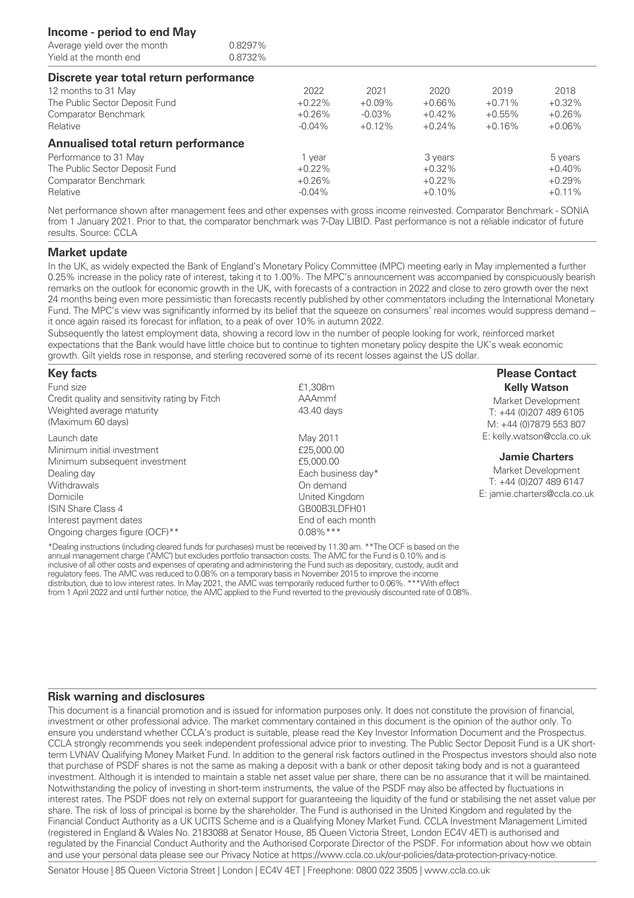## Income - period to end May

| | |
|---|---|
| Average yield over the month | 0.8297% |
| Yield at the month end | 0.8732% |

## Discrete year total return performance

| 12 months to 31 May | 2022 | 2021 | 2020 | 2019 | 2018 |
|---|---|---|---|---|---|
| The Public Sector Deposit Fund | +0.22% | +0.09% | +0.66% | +0.71% | +0.32% |
| Comparator Benchmark | +0.26% | -0.03% | +0.42% | +0.55% | +0.26% |
| Relative | -0.04% | +0.12% | +0.24% | +0.16% | +0.06% |

## Annualised total return performance

| Performance to 31 May | 1 year | 3 years | 5 years |
|---|---|---|---|
| The Public Sector Deposit Fund | +0.22% | +0.32% | +0.40% |
| Comparator Benchmark | +0.26% | +0.22% | +0.29% |
| Relative | -0.04% | +0.10% | +0.11% |

Net performance shown after management fees and other expenses with gross income reinvested. Comparator Benchmark - SONIA from 1 January 2021. Prior to that, the comparator benchmark was 7-Day LIBID. Past performance is not a reliable indicator of future results. Source: CCLA

## Market update

In the UK, as widely expected the Bank of England's Monetary Policy Committee (MPC) meeting early in May implemented a further 0.25% increase in the policy rate of interest, taking it to 1.00%. The MPC's announcement was accompanied by conspicuously bearish remarks on the outlook for economic growth in the UK, with forecasts of a contraction in 2022 and close to zero growth over the next 24 months being even more pessimistic than forecasts recently published by other commentators including the International Monetary Fund. The MPC's view was significantly informed by its belief that the squeeze on consumers' real incomes would suppress demand – it once again raised its forecast for inflation, to a peak of over 10% in autumn 2022.

Subsequently the latest employment data, showing a record low in the number of people looking for work, reinforced market expectations that the Bank would have little choice but to continue to tighten monetary policy despite the UK's weak economic growth. Gilt yields rose in response, and sterling recovered some of its recent losses against the US dollar.

## Key facts

| | |
|---|---|
| Fund size | £1,308m |
| Credit quality and sensitivity rating by Fitch | AAAmmf |
| Weighted average maturity (Maximum 60 days) | 43.40 days |
| Launch date | May 2011 |
| Minimum initial investment | £25,000.00 |
| Minimum subsequent investment | £5,000.00 |
| Dealing day | Each business day* |
| Withdrawals | On demand |
| Domicile | United Kingdom |
| ISIN Share Class 4 | GB00B3LDFH01 |
| Interest payment dates | End of each month |
| Ongoing charges figure (OCF)** | 0.08%*** |

*Dealing instructions (including cleared funds for purchases) must be received by 11.30 am. **The OCF is based on the annual management charge ("AMC") but excludes portfolio transaction costs. The AMC for the Fund is 0.10% and is inclusive of all other costs and expenses of operating and administering the Fund such as depositary, custody, audit and regulatory fees. The AMC was reduced to 0.08% on a temporary basis in November 2015 to improve the income distribution, due to low interest rates. In May 2021, the AMC was temporarily reduced further to 0.06%. ***With effect from 1 April 2022 and until further notice, the AMC applied to the Fund reverted to the previously discounted rate of 0.08%.

### Please Contact

**Kelly Watson**
Market Development
T: +44 (0)207 489 6105
M: +44 (0)7879 553 807
E: kelly.watson@ccla.co.uk

**Jamie Charters**
Market Development
T: +44 (0)207 489 6147
E: jamie.charters@ccla.co.uk

## Risk warning and disclosures

This document is a financial promotion and is issued for information purposes only. It does not constitute the provision of financial, investment or other professional advice. The market commentary contained in this document is the opinion of the author only. To ensure you understand whether CCLA's product is suitable, please read the Key Investor Information Document and the Prospectus. CCLA strongly recommends you seek independent professional advice prior to investing. The Public Sector Deposit Fund is a UK short-term LVNAV Qualifying Money Market Fund. In addition to the general risk factors outlined in the Prospectus investors should also note that purchase of PSDF shares is not the same as making a deposit with a bank or other deposit taking body and is not a guaranteed investment. Although it is intended to maintain a stable net asset value per share, there can be no assurance that it will be maintained. Notwithstanding the policy of investing in short-term instruments, the value of the PSDF may also be affected by fluctuations in interest rates. The PSDF does not rely on external support for guaranteeing the liquidity of the fund or stabilising the net asset value per share. The risk of loss of principal is borne by the shareholder. The Fund is authorised in the United Kingdom and regulated by the Financial Conduct Authority as a UK UCITS Scheme and is a Qualifying Money Market Fund. CCLA Investment Management Limited (registered in England & Wales No. 2183088 at Senator House, 85 Queen Victoria Street, London EC4V 4ET) is authorised and regulated by the Financial Conduct Authority and the Authorised Corporate Director of the PSDF. For information about how we obtain and use your personal data please see our Privacy Notice at https://www.ccla.co.uk/our-policies/data-protection-privacy-notice.

Senator House | 85 Queen Victoria Street | London | EC4V 4ET | Freephone: 0800 022 3505 | www.ccla.co.uk